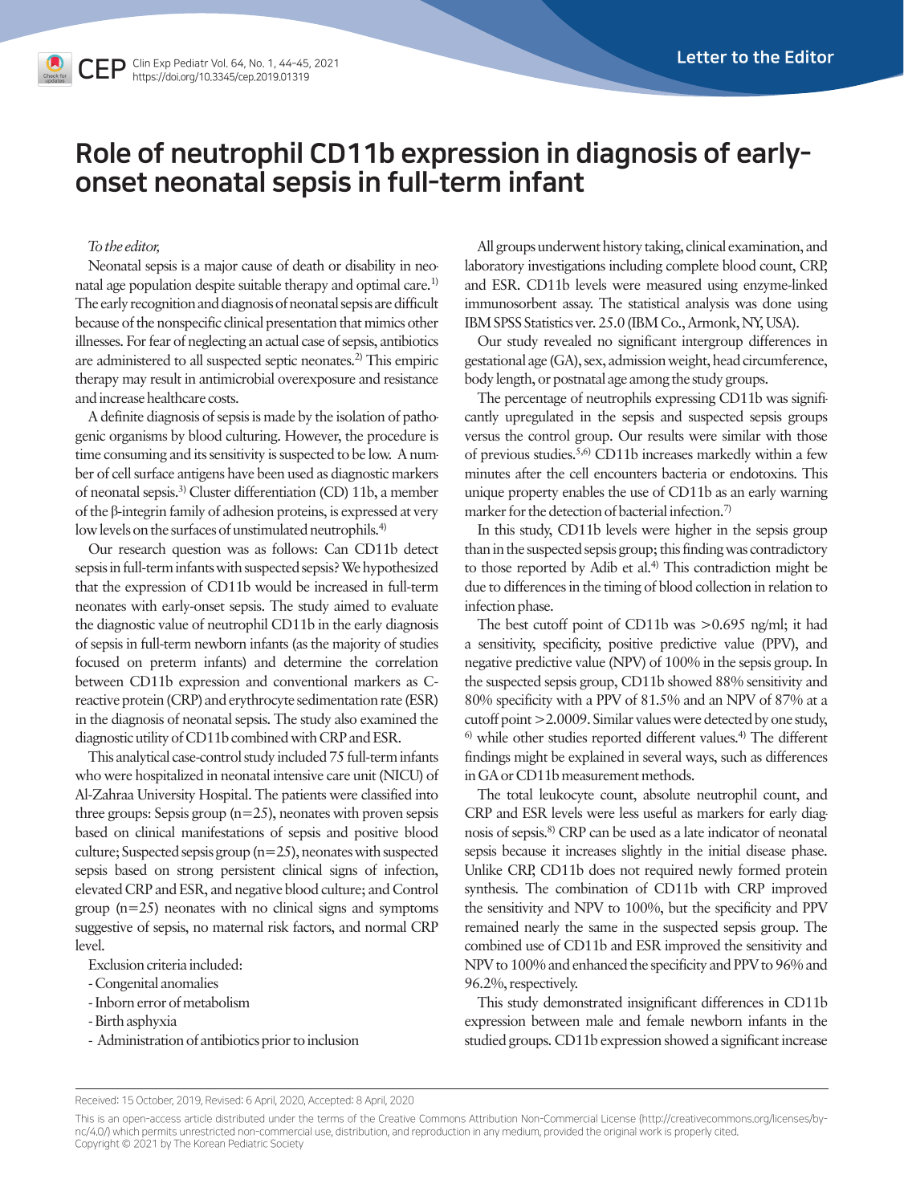# Role of neutrophil CD11b expression in diagnosis of early-onset neonatal sepsis in full-term infant

*To the editor,*

Neonatal sepsis is a major cause of death or disability in neonatal age population despite suitable therapy and optimal care.[1] The early recognition and diagnosis of neonatal sepsis are difficult because of the nonspecific clinical presentation that mimics other illnesses. For fear of neglecting an actual case of sepsis, antibiotics are administered to all suspected septic neonates.[2] This empiric therapy may result in antimicrobial overexposure and resistance and increase healthcare costs.

A definite diagnosis of sepsis is made by the isolation of pathogenic organisms by blood culturing. However, the procedure is time consuming and its sensitivity is suspected to be low. A number of cell surface antigens have been used as diagnostic markers of neonatal sepsis.[3] Cluster differentiation (CD) 11b, a member of the β-integrin family of adhesion proteins, is expressed at very low levels on the surfaces of unstimulated neutrophils.[4]

Our research question was as follows: Can CD11b detect sepsis in full-term infants with suspected sepsis? We hypothesized that the expression of CD11b would be increased in full-term neonates with early-onset sepsis. The study aimed to evaluate the diagnostic value of neutrophil CD11b in the early diagnosis of sepsis in full-term newborn infants (as the majority of studies focused on preterm infants) and determine the correlation between CD11b expression and conventional markers as C-reactive protein (CRP) and erythrocyte sedimentation rate (ESR) in the diagnosis of neonatal sepsis. The study also examined the diagnostic utility of CD11b combined with CRP and ESR.

This analytical case-control study included 75 full-term infants who were hospitalized in neonatal intensive care unit (NICU) of Al-Zahraa University Hospital. The patients were classified into three groups: Sepsis group (n=25), neonates with proven sepsis based on clinical manifestations of sepsis and positive blood culture; Suspected sepsis group (n=25), neonates with suspected sepsis based on strong persistent clinical signs of infection, elevated CRP and ESR, and negative blood culture; and Control group (n=25) neonates with no clinical signs and symptoms suggestive of sepsis, no maternal risk factors, and normal CRP level.

Exclusion criteria included:

- Congenital anomalies
- Inborn error of metabolism
- Birth asphyxia
- Administration of antibiotics prior to inclusion

All groups underwent history taking, clinical examination, and laboratory investigations including complete blood count, CRP, and ESR. CD11b levels were measured using enzyme-linked immunosorbent assay. The statistical analysis was done using IBM SPSS Statistics ver. 25.0 (IBM Co., Armonk, NY, USA).

Our study revealed no significant intergroup differences in gestational age (GA), sex, admission weight, head circumference, body length, or postnatal age among the study groups.

The percentage of neutrophils expressing CD11b was significantly upregulated in the sepsis and suspected sepsis groups versus the control group. Our results were similar with those of previous studies.[5,6] CD11b increases markedly within a few minutes after the cell encounters bacteria or endotoxins. This unique property enables the use of CD11b as an early warning marker for the detection of bacterial infection.[7]

In this study, CD11b levels were higher in the sepsis group than in the suspected sepsis group; this finding was contradictory to those reported by Adib et al.[4] This contradiction might be due to differences in the timing of blood collection in relation to infection phase.

The best cutoff point of CD11b was >0.695 ng/ml; it had a sensitivity, specificity, positive predictive value (PPV), and negative predictive value (NPV) of 100% in the sepsis group. In the suspected sepsis group, CD11b showed 88% sensitivity and 80% specificity with a PPV of 81.5% and an NPV of 87% at a cutoff point >2.0009. Similar values were detected by one study,[6] while other studies reported different values.[4] The different findings might be explained in several ways, such as differences in GA or CD11b measurement methods.

The total leukocyte count, absolute neutrophil count, and CRP and ESR levels were less useful as markers for early diagnosis of sepsis.[8] CRP can be used as a late indicator of neonatal sepsis because it increases slightly in the initial disease phase. Unlike CRP, CD11b does not required newly formed protein synthesis. The combination of CD11b with CRP improved the sensitivity and NPV to 100%, but the specificity and PPV remained nearly the same in the suspected sepsis group. The combined use of CD11b and ESR improved the sensitivity and NPV to 100% and enhanced the specificity and PPV to 96% and 96.2%, respectively.

This study demonstrated insignificant differences in CD11b expression between male and female newborn infants in the studied groups. CD11b expression showed a significant increase

Received: 15 October, 2019, Revised: 6 April, 2020, Accepted: 8 April, 2020

This is an open-access article distributed under the terms of the Creative Commons Attribution Non-Commercial License (http://creativecommons.org/licenses/by-nc/4.0/) which permits unrestricted non-commercial use, distribution, and reproduction in any medium, provided the original work is properly cited.
Copyright © 2021 by The Korean Pediatric Society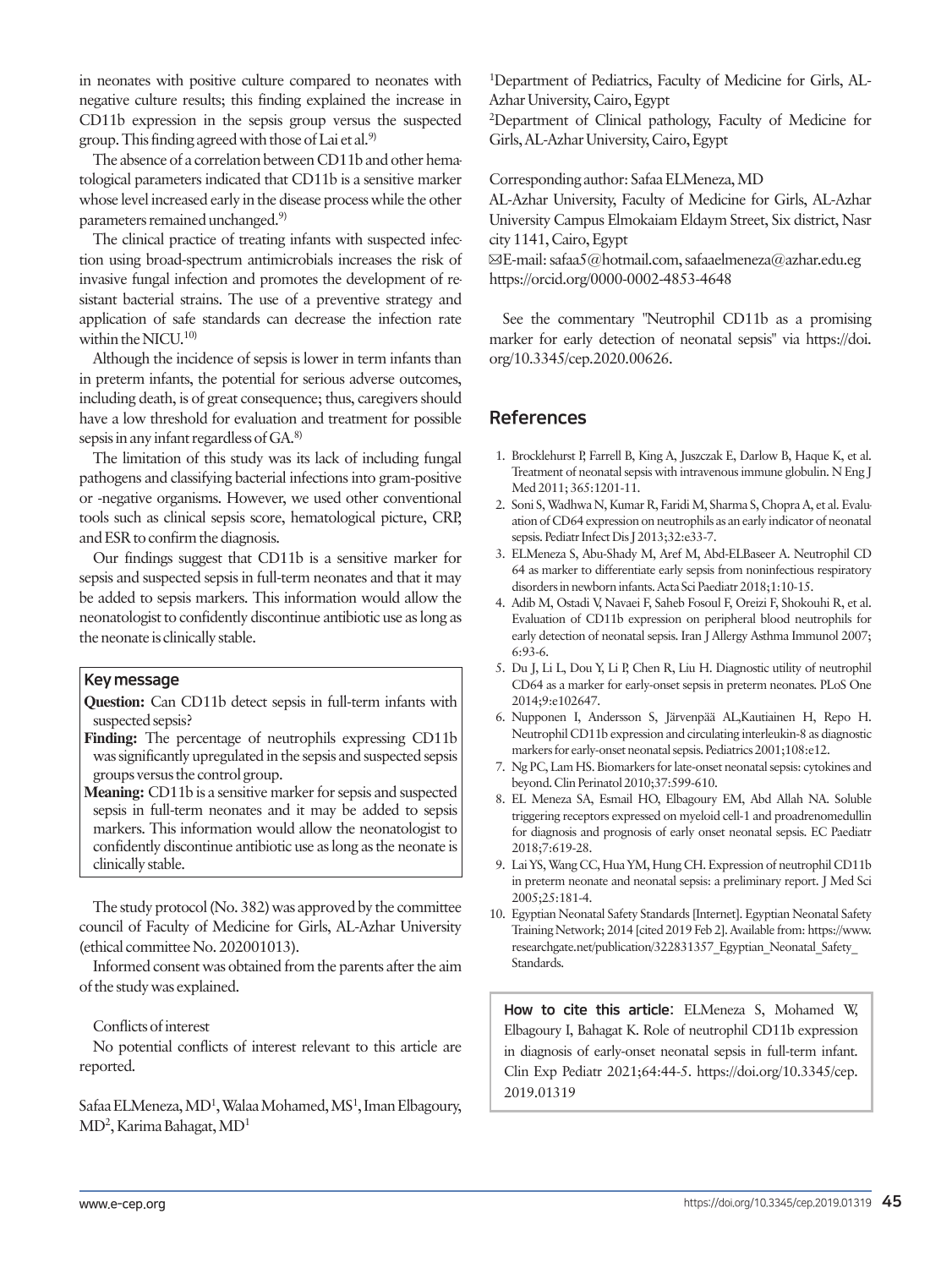in neonates with positive culture compared to neonates with negative culture results; this finding explained the increase in CD11b expression in the sepsis group versus the suspected group. This finding agreed with those of Lai et al.[9]

The absence of a correlation between CD11b and other hematological parameters indicated that CD11b is a sensitive marker whose level increased early in the disease process while the other parameters remained unchanged.[9]

The clinical practice of treating infants with suspected infection using broad-spectrum antimicrobials increases the risk of invasive fungal infection and promotes the development of resistant bacterial strains. The use of a preventive strategy and application of safe standards can decrease the infection rate within the NICU.[10]

Although the incidence of sepsis is lower in term infants than in preterm infants, the potential for serious adverse outcomes, including death, is of great consequence; thus, caregivers should have a low threshold for evaluation and treatment for possible sepsis in any infant regardless of GA.[8]

The limitation of this study was its lack of including fungal pathogens and classifying bacterial infections into gram-positive or -negative organisms. However, we used other conventional tools such as clinical sepsis score, hematological picture, CRP, and ESR to confirm the diagnosis.

Our findings suggest that CD11b is a sensitive marker for sepsis and suspected sepsis in full-term neonates and that it may be added to sepsis markers. This information would allow the neonatologist to confidently discontinue antibiotic use as long as the neonate is clinically stable.

**Key message**

**Question:** Can CD11b detect sepsis in full-term infants with suspected sepsis?

**Finding:** The percentage of neutrophils expressing CD11b was significantly upregulated in the sepsis and suspected sepsis groups versus the control group.

**Meaning:** CD11b is a sensitive marker for sepsis and suspected sepsis in full-term neonates and it may be added to sepsis markers. This information would allow the neonatologist to confidently discontinue antibiotic use as long as the neonate is clinically stable.

The study protocol (No. 382) was approved by the committee council of Faculty of Medicine for Girls, AL-Azhar University (ethical committee No. 202001013).

Informed consent was obtained from the parents after the aim of the study was explained.

Conflicts of interest

No potential conflicts of interest relevant to this article are reported.

Safaa ELMeneza, MD[1], Walaa Mohamed, MS[1], Iman Elbagoury, MD[2], Karima Bahagat, MD[1]

[1]Department of Pediatrics, Faculty of Medicine for Girls, AL-Azhar University, Cairo, Egypt

[2]Department of Clinical pathology, Faculty of Medicine for Girls, AL-Azhar University, Cairo, Egypt

Corresponding author: Safaa ELMeneza, MD

AL-Azhar University, Faculty of Medicine for Girls, AL-Azhar University Campus Elmokaiam Eldaym Street, Six district, Nasr city 1141, Cairo, Egypt

✉E-mail: safaa5@hotmail.com, safaaelmeneza@azhar.edu.eg

https://orcid.org/0000-0002-4853-4648

See the commentary "Neutrophil CD11b as a promising marker for early detection of neonatal sepsis" via https://doi.org/10.3345/cep.2020.00626.

## References

1. Brocklehurst P, Farrell B, King A, Juszczak E, Darlow B, Haque K, et al. Treatment of neonatal sepsis with intravenous immune globulin. N Eng J Med 2011; 365:1201-11.
2. Soni S, Wadhwa N, Kumar R, Faridi M, Sharma S, Chopra A, et al. Evaluation of CD64 expression on neutrophils as an early indicator of neonatal sepsis. Pediatr Infect Dis J 2013;32:e33-7.
3. ELMeneza S, Abu-Shady M, Aref M, Abd-ELBaseer A. Neutrophil CD 64 as marker to differentiate early sepsis from noninfectious respiratory disorders in newborn infants. Acta Sci Paediatr 2018;1:10-15.
4. Adib M, Ostadi V, Navaei F, Saheb Fosoul F, Oreizi F, Shokouhi R, et al. Evaluation of CD11b expression on peripheral blood neutrophils for early detection of neonatal sepsis. Iran J Allergy Asthma Immunol 2007; 6:93-6.
5. Du J, Li L, Dou Y, Li P, Chen R, Liu H. Diagnostic utility of neutrophil CD64 as a marker for early-onset sepsis in preterm neonates. PLoS One 2014;9:e102647.
6. Nupponen I, Andersson S, Järvenpää AL,Kautiainen H, Repo H. Neutrophil CD11b expression and circulating interleukin-8 as diagnostic markers for early-onset neonatal sepsis. Pediatrics 2001;108:e12.
7. Ng PC, Lam HS. Biomarkers for late-onset neonatal sepsis: cytokines and beyond. Clin Perinatol 2010;37:599-610.
8. EL Meneza SA, Esmail HO, Elbagoury EM, Abd Allah NA. Soluble triggering receptors expressed on myeloid cell-1 and proadrenomedullin for diagnosis and prognosis of early onset neonatal sepsis. EC Paediatr 2018;7:619-28.
9. Lai YS, Wang CC, Hua YM, Hung CH. Expression of neutrophil CD11b in preterm neonate and neonatal sepsis: a preliminary report. J Med Sci 2005;25:181-4.
10. Egyptian Neonatal Safety Standards [Internet]. Egyptian Neonatal Safety Training Network; 2014 [cited 2019 Feb 2]. Available from: https://www.researchgate.net/publication/322831357_Egyptian_Neonatal_Safety_Standards.

**How to cite this article**: ELMeneza S, Mohamed W, Elbagoury I, Bahagat K. Role of neutrophil CD11b expression in diagnosis of early-onset neonatal sepsis in full-term infant. Clin Exp Pediatr 2021;64:44-5. https://doi.org/10.3345/cep.2019.01319